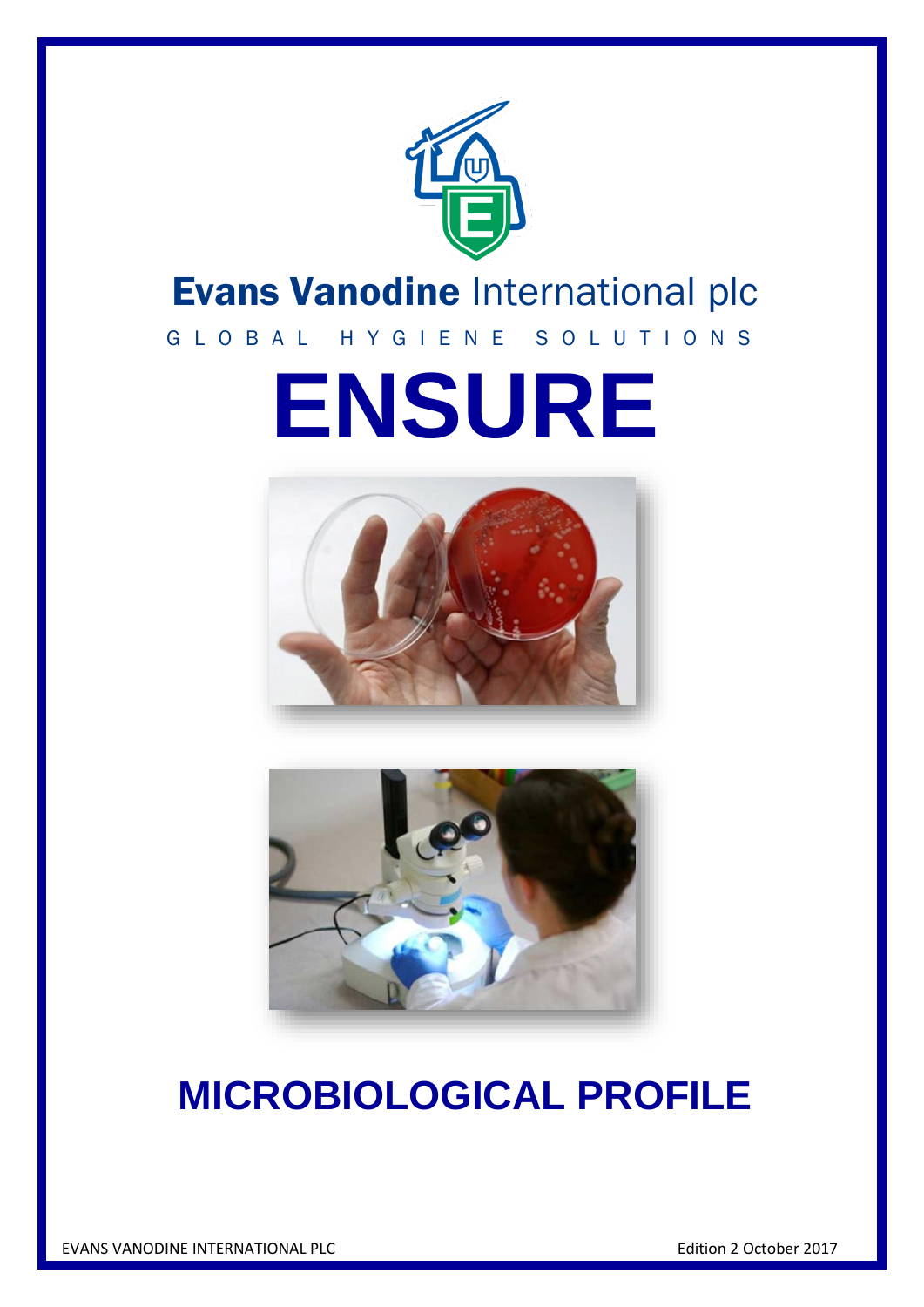Evans Vanodine International plc

GLOBAL HYGIENE SOLUTIONS

# ENSURE

## MICROBIOLOGICAL PROFILE

EVANS VANODINE INTERNATIONAL PLC

Edition 2 October 2017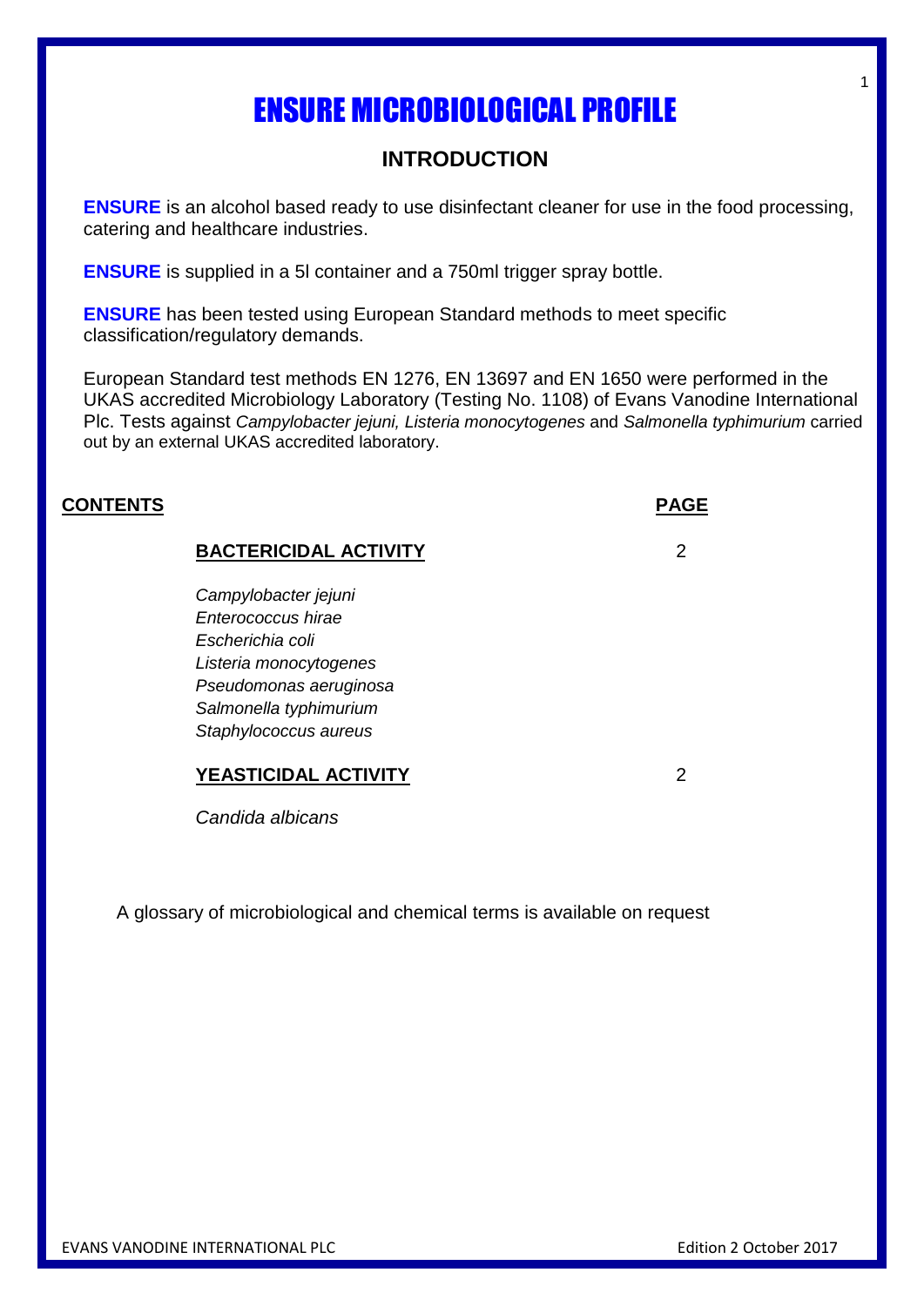# ENSURE MICROBIOLOGICAL PROFILE

## INTRODUCTION

**ENSURE** is an alcohol based ready to use disinfectant cleaner for use in the food processing, catering and healthcare industries.

**ENSURE** is supplied in a 5l container and a 750ml trigger spray bottle.

**ENSURE** has been tested using European Standard methods to meet specific classification/regulatory demands.

European Standard test methods EN 1276, EN 13697 and EN 1650 were performed in the UKAS accredited Microbiology Laboratory (Testing No. 1108) of Evans Vanodine International Plc. Tests against *Campylobacter jejuni, Listeria monocytogenes* and *Salmonella typhimurium* carried out by an external UKAS accredited laboratory.

| CONTENTS | PAGE |
|---|---|
| **BACTERICIDAL ACTIVITY** | 2 |
| *Campylobacter jejuni* | |
| *Enterococcus hirae* | |
| *Escherichia coli* | |
| *Listeria monocytogenes* | |
| *Pseudomonas aeruginosa* | |
| *Salmonella typhimurium* | |
| *Staphylococcus aureus* | |
| **YEASTICIDAL ACTIVITY** | 2 |
| *Candida albicans* | |

A glossary of microbiological and chemical terms is available on request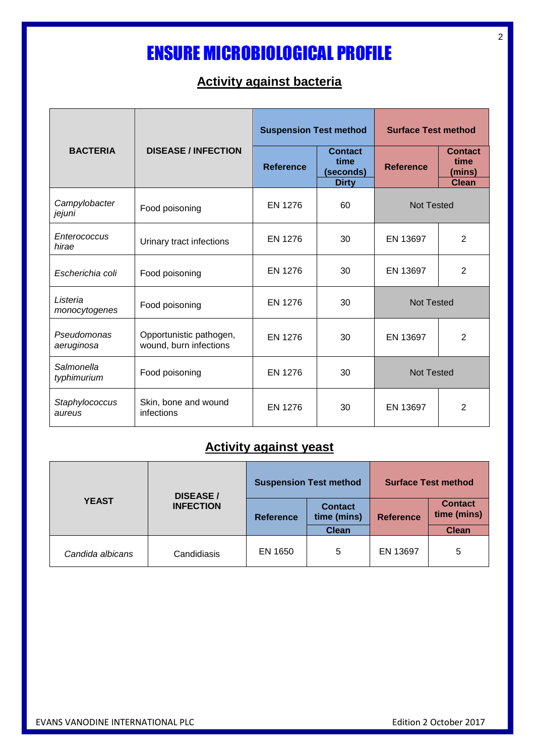# ENSURE MICROBIOLOGICAL PROFILE

## Activity against bacteria

| BACTERIA | DISEASE / INFECTION | Suspension Test method | | Surface Test method | |
|---|---|---|---|---|---|
| | | Reference | Contact time (seconds) Dirty | Reference | Contact time (mins) Clean |
| *Campylobacter jejuni* | Food poisoning | EN 1276 | 60 | Not Tested | |
| *Enterococcus hirae* | Urinary tract infections | EN 1276 | 30 | EN 13697 | 2 |
| *Escherichia coli* | Food poisoning | EN 1276 | 30 | EN 13697 | 2 |
| *Listeria monocytogenes* | Food poisoning | EN 1276 | 30 | Not Tested | |
| *Pseudomonas aeruginosa* | Opportunistic pathogen, wound, burn infections | EN 1276 | 30 | EN 13697 | 2 |
| *Salmonella typhimurium* | Food poisoning | EN 1276 | 30 | Not Tested | |
| *Staphylococcus aureus* | Skin, bone and wound infections | EN 1276 | 30 | EN 13697 | 2 |

## Activity against yeast

| YEAST | DISEASE / INFECTION | Suspension Test method | | Surface Test method | |
|---|---|---|---|---|---|
| | | Reference | Contact time (mins) Clean | Reference | Contact time (mins) Clean |
| *Candida albicans* | Candidiasis | EN 1650 | 5 | EN 13697 | 5 |

EVANS VANODINE INTERNATIONAL PLC

Edition 2 October 2017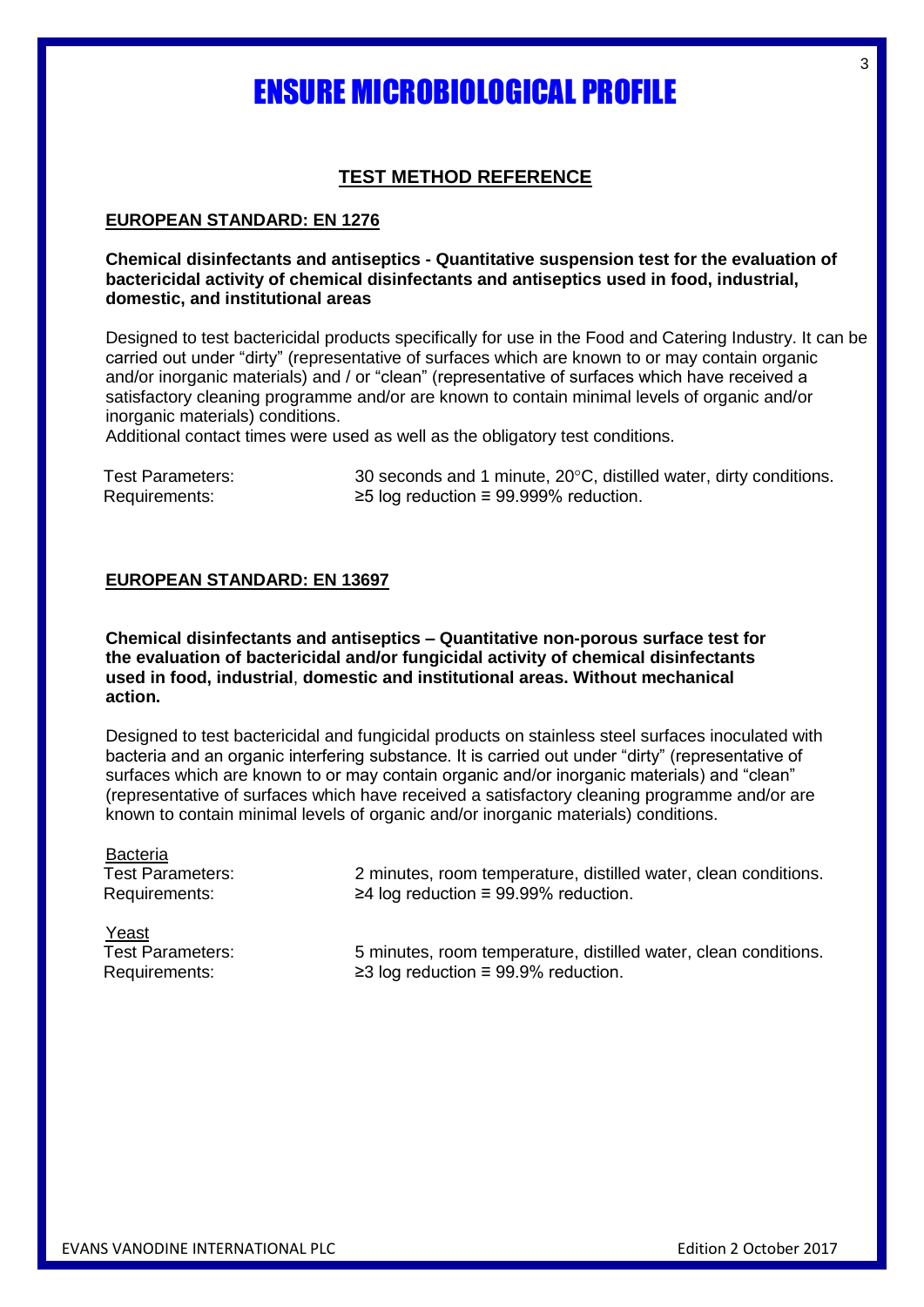# ENSURE MICROBIOLOGICAL PROFILE

## TEST METHOD REFERENCE

### EUROPEAN STANDARD: EN 1276

**Chemical disinfectants and antiseptics - Quantitative suspension test for the evaluation of bactericidal activity of chemical disinfectants and antiseptics used in food, industrial, domestic, and institutional areas**

Designed to test bactericidal products specifically for use in the Food and Catering Industry. It can be carried out under "dirty" (representative of surfaces which are known to or may contain organic and/or inorganic materials) and / or "clean" (representative of surfaces which have received a satisfactory cleaning programme and/or are known to contain minimal levels of organic and/or inorganic materials) conditions.
Additional contact times were used as well as the obligatory test conditions.

Test Parameters: 30 seconds and 1 minute, 20°C, distilled water, dirty conditions.
Requirements: ≥5 log reduction ≡ 99.999% reduction.

### EUROPEAN STANDARD: EN 13697

**Chemical disinfectants and antiseptics – Quantitative non-porous surface test for the evaluation of bactericidal and/or fungicidal activity of chemical disinfectants used in food, industrial, domestic and institutional areas. Without mechanical action.**

Designed to test bactericidal and fungicidal products on stainless steel surfaces inoculated with bacteria and an organic interfering substance. It is carried out under "dirty" (representative of surfaces which are known to or may contain organic and/or inorganic materials) and "clean" (representative of surfaces which have received a satisfactory cleaning programme and/or are known to contain minimal levels of organic and/or inorganic materials) conditions.

Bacteria
Test Parameters: 2 minutes, room temperature, distilled water, clean conditions.
Requirements: ≥4 log reduction ≡ 99.99% reduction.

Yeast
Test Parameters: 5 minutes, room temperature, distilled water, clean conditions.
Requirements: ≥3 log reduction ≡ 99.9% reduction.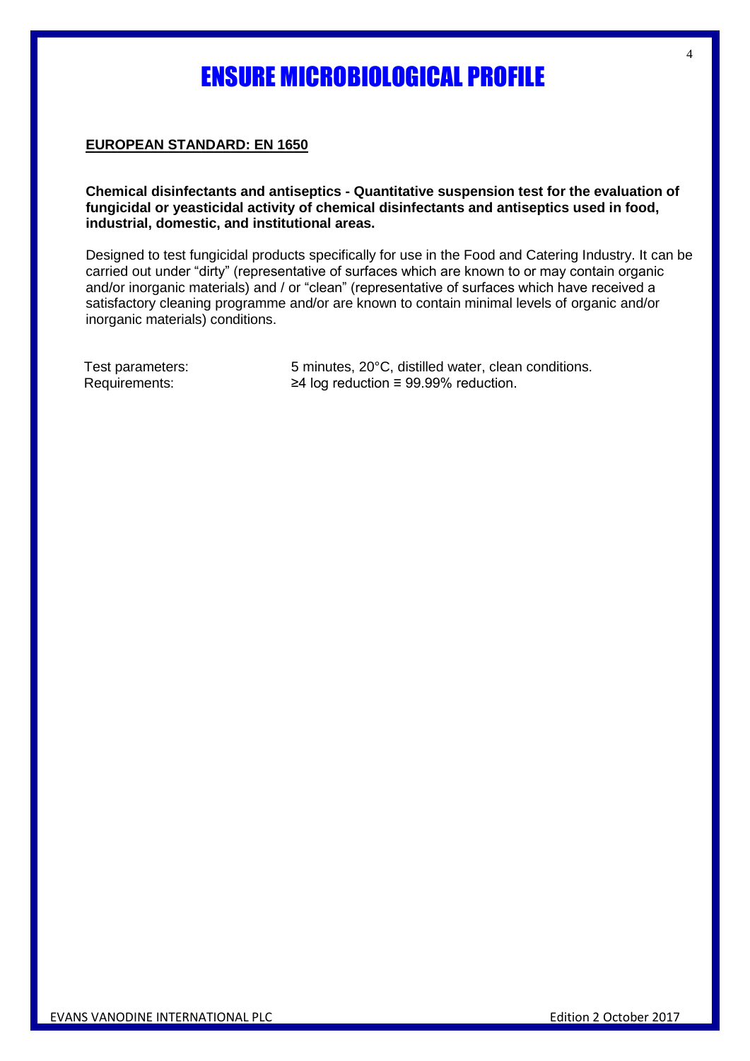# ENSURE MICROBIOLOGICAL PROFILE

**EUROPEAN STANDARD: EN 1650**

**Chemical disinfectants and antiseptics - Quantitative suspension test for the evaluation of fungicidal or yeasticidal activity of chemical disinfectants and antiseptics used in food, industrial, domestic, and institutional areas.**

Designed to test fungicidal products specifically for use in the Food and Catering Industry. It can be carried out under "dirty" (representative of surfaces which are known to or may contain organic and/or inorganic materials) and / or "clean" (representative of surfaces which have received a satisfactory cleaning programme and/or are known to contain minimal levels of organic and/or inorganic materials) conditions.

| | |
|---|---|
| Test parameters: | 5 minutes, 20°C, distilled water, clean conditions. |
| Requirements: | $\geq$4 log reduction $\equiv$ 99.99% reduction. |